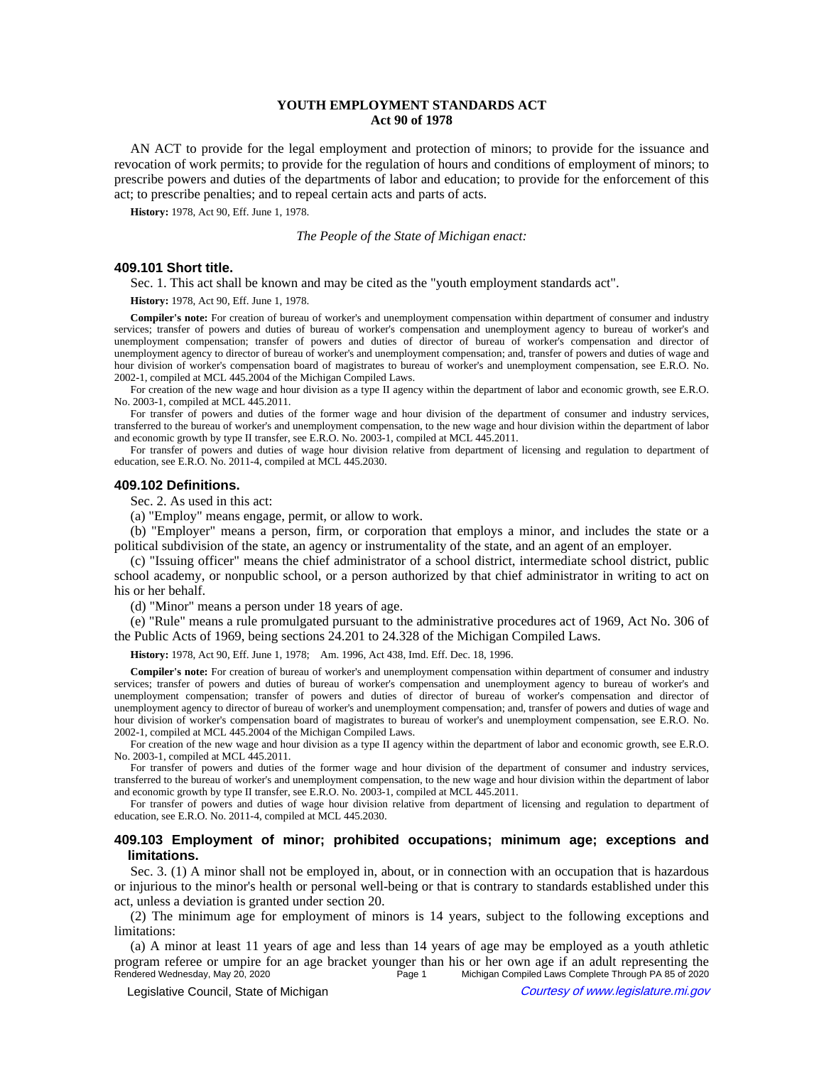# YOUTH EMPLOYMENT STANDARDS ACT
## Act 90 of 1978

AN ACT to provide for the legal employment and protection of minors; to provide for the issuance and revocation of work permits; to provide for the regulation of hours and conditions of employment of minors; to prescribe powers and duties of the departments of labor and education; to provide for the enforcement of this act; to prescribe penalties; and to repeal certain acts and parts of acts.

**History:** 1978, Act 90, Eff. June 1, 1978.

*The People of the State of Michigan enact:*

### 409.101 Short title.

Sec. 1. This act shall be known and may be cited as the "youth employment standards act".

**History:** 1978, Act 90, Eff. June 1, 1978.

**Compiler's note:** For creation of bureau of worker's and unemployment compensation within department of consumer and industry services; transfer of powers and duties of bureau of worker's compensation and unemployment agency to bureau of worker's and unemployment compensation; transfer of powers and duties of director of bureau of worker's compensation and director of unemployment agency to director of bureau of worker's and unemployment compensation; and, transfer of powers and duties of wage and hour division of worker's compensation board of magistrates to bureau of worker's and unemployment compensation, see E.R.O. No. 2002-1, compiled at MCL 445.2004 of the Michigan Compiled Laws.

For creation of the new wage and hour division as a type II agency within the department of labor and economic growth, see E.R.O. No. 2003-1, compiled at MCL 445.2011.

For transfer of powers and duties of the former wage and hour division of the department of consumer and industry services, transferred to the bureau of worker's and unemployment compensation, to the new wage and hour division within the department of labor and economic growth by type II transfer, see E.R.O. No. 2003-1, compiled at MCL 445.2011.

For transfer of powers and duties of wage hour division relative from department of licensing and regulation to department of education, see E.R.O. No. 2011-4, compiled at MCL 445.2030.

### 409.102 Definitions.

Sec. 2. As used in this act:

(a) "Employ" means engage, permit, or allow to work.

(b) "Employer" means a person, firm, or corporation that employs a minor, and includes the state or a political subdivision of the state, an agency or instrumentality of the state, and an agent of an employer.

(c) "Issuing officer" means the chief administrator of a school district, intermediate school district, public school academy, or nonpublic school, or a person authorized by that chief administrator in writing to act on his or her behalf.

(d) "Minor" means a person under 18 years of age.

(e) "Rule" means a rule promulgated pursuant to the administrative procedures act of 1969, Act No. 306 of the Public Acts of 1969, being sections 24.201 to 24.328 of the Michigan Compiled Laws.

**History:** 1978, Act 90, Eff. June 1, 1978; Am. 1996, Act 438, Imd. Eff. Dec. 18, 1996.

**Compiler's note:** For creation of bureau of worker's and unemployment compensation within department of consumer and industry services; transfer of powers and duties of bureau of worker's compensation and unemployment agency to bureau of worker's and unemployment compensation; transfer of powers and duties of director of bureau of worker's compensation and director of unemployment agency to director of bureau of worker's and unemployment compensation; and, transfer of powers and duties of wage and hour division of worker's compensation board of magistrates to bureau of worker's and unemployment compensation, see E.R.O. No. 2002-1, compiled at MCL 445.2004 of the Michigan Compiled Laws.

For creation of the new wage and hour division as a type II agency within the department of labor and economic growth, see E.R.O. No. 2003-1, compiled at MCL 445.2011.

For transfer of powers and duties of the former wage and hour division of the department of consumer and industry services, transferred to the bureau of worker's and unemployment compensation, to the new wage and hour division within the department of labor and economic growth by type II transfer, see E.R.O. No. 2003-1, compiled at MCL 445.2011.

For transfer of powers and duties of wage hour division relative from department of licensing and regulation to department of education, see E.R.O. No. 2011-4, compiled at MCL 445.2030.

### 409.103 Employment of minor; prohibited occupations; minimum age; exceptions and limitations.

Sec. 3. (1) A minor shall not be employed in, about, or in connection with an occupation that is hazardous or injurious to the minor's health or personal well-being or that is contrary to standards established under this act, unless a deviation is granted under section 20.

(2) The minimum age for employment of minors is 14 years, subject to the following exceptions and limitations:

(a) A minor at least 11 years of age and less than 14 years of age may be employed as a youth athletic program referee or umpire for an age bracket younger than his or her own age if an adult representing the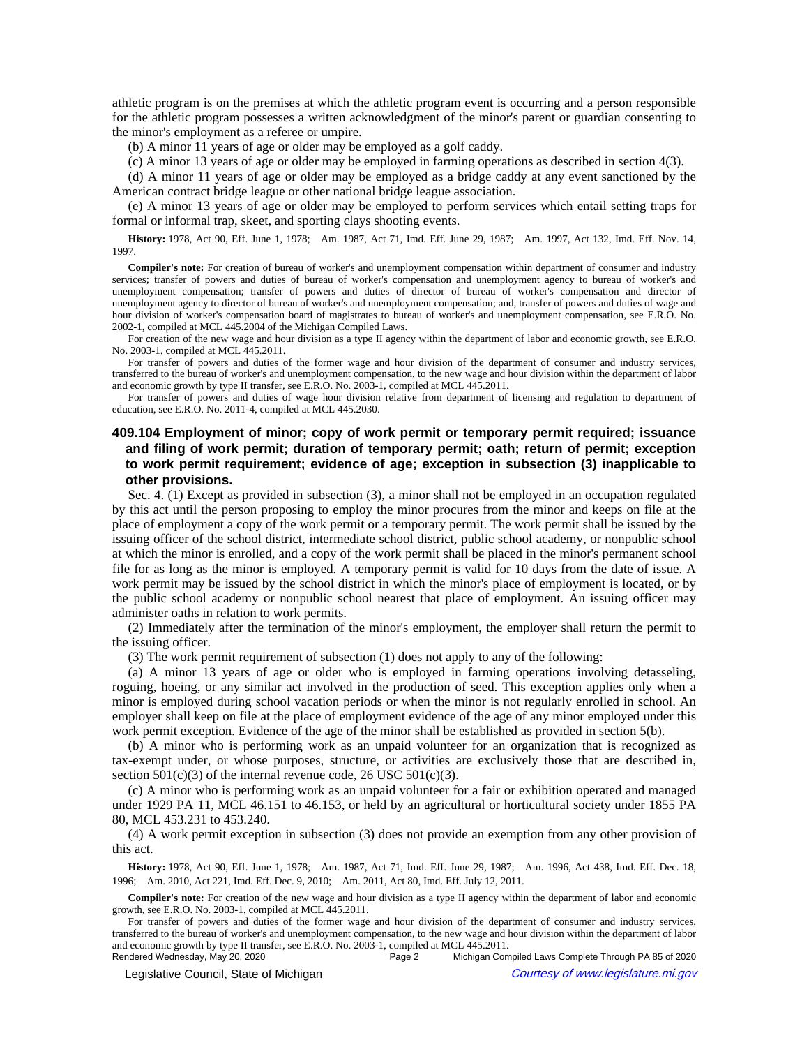athletic program is on the premises at which the athletic program event is occurring and a person responsible for the athletic program possesses a written acknowledgment of the minor's parent or guardian consenting to the minor's employment as a referee or umpire.

(b) A minor 11 years of age or older may be employed as a golf caddy.

(c) A minor 13 years of age or older may be employed in farming operations as described in section 4(3).

(d) A minor 11 years of age or older may be employed as a bridge caddy at any event sanctioned by the American contract bridge league or other national bridge league association.

(e) A minor 13 years of age or older may be employed to perform services which entail setting traps for formal or informal trap, skeet, and sporting clays shooting events.

**History:** 1978, Act 90, Eff. June 1, 1978; Am. 1987, Act 71, Imd. Eff. June 29, 1987; Am. 1997, Act 132, Imd. Eff. Nov. 14, 1997.

**Compiler's note:** For creation of bureau of worker's and unemployment compensation within department of consumer and industry services; transfer of powers and duties of bureau of worker's compensation and unemployment agency to bureau of worker's and unemployment compensation; transfer of powers and duties of director of bureau of worker's compensation and director of unemployment agency to director of bureau of worker's and unemployment compensation; and, transfer of powers and duties of wage and hour division of worker's compensation board of magistrates to bureau of worker's and unemployment compensation, see E.R.O. No. 2002-1, compiled at MCL 445.2004 of the Michigan Compiled Laws.

For creation of the new wage and hour division as a type II agency within the department of labor and economic growth, see E.R.O. No. 2003-1, compiled at MCL 445.2011.

For transfer of powers and duties of the former wage and hour division of the department of consumer and industry services, transferred to the bureau of worker's and unemployment compensation, to the new wage and hour division within the department of labor and economic growth by type II transfer, see E.R.O. No. 2003-1, compiled at MCL 445.2011.

For transfer of powers and duties of wage hour division relative from department of licensing and regulation to department of education, see E.R.O. No. 2011-4, compiled at MCL 445.2030.

### 409.104 Employment of minor; copy of work permit or temporary permit required; issuance and filing of work permit; duration of temporary permit; oath; return of permit; exception to work permit requirement; evidence of age; exception in subsection (3) inapplicable to other provisions.

Sec. 4. (1) Except as provided in subsection (3), a minor shall not be employed in an occupation regulated by this act until the person proposing to employ the minor procures from the minor and keeps on file at the place of employment a copy of the work permit or a temporary permit. The work permit shall be issued by the issuing officer of the school district, intermediate school district, public school academy, or nonpublic school at which the minor is enrolled, and a copy of the work permit shall be placed in the minor's permanent school file for as long as the minor is employed. A temporary permit is valid for 10 days from the date of issue. A work permit may be issued by the school district in which the minor's place of employment is located, or by the public school academy or nonpublic school nearest that place of employment. An issuing officer may administer oaths in relation to work permits.

(2) Immediately after the termination of the minor's employment, the employer shall return the permit to the issuing officer.

(3) The work permit requirement of subsection (1) does not apply to any of the following:

(a) A minor 13 years of age or older who is employed in farming operations involving detasseling, roguing, hoeing, or any similar act involved in the production of seed. This exception applies only when a minor is employed during school vacation periods or when the minor is not regularly enrolled in school. An employer shall keep on file at the place of employment evidence of the age of any minor employed under this work permit exception. Evidence of the age of the minor shall be established as provided in section 5(b).

(b) A minor who is performing work as an unpaid volunteer for an organization that is recognized as tax-exempt under, or whose purposes, structure, or activities are exclusively those that are described in, section 501(c)(3) of the internal revenue code, 26 USC 501(c)(3).

(c) A minor who is performing work as an unpaid volunteer for a fair or exhibition operated and managed under 1929 PA 11, MCL 46.151 to 46.153, or held by an agricultural or horticultural society under 1855 PA 80, MCL 453.231 to 453.240.

(4) A work permit exception in subsection (3) does not provide an exemption from any other provision of this act.

**History:** 1978, Act 90, Eff. June 1, 1978; Am. 1987, Act 71, Imd. Eff. June 29, 1987; Am. 1996, Act 438, Imd. Eff. Dec. 18, 1996; Am. 2010, Act 221, Imd. Eff. Dec. 9, 2010; Am. 2011, Act 80, Imd. Eff. July 12, 2011.

**Compiler's note:** For creation of the new wage and hour division as a type II agency within the department of labor and economic growth, see E.R.O. No. 2003-1, compiled at MCL 445.2011.

For transfer of powers and duties of the former wage and hour division of the department of consumer and industry services, transferred to the bureau of worker's and unemployment compensation, to the new wage and hour division within the department of labor and economic growth by type II transfer, see E.R.O. No. 2003-1, compiled at MCL 445.2011.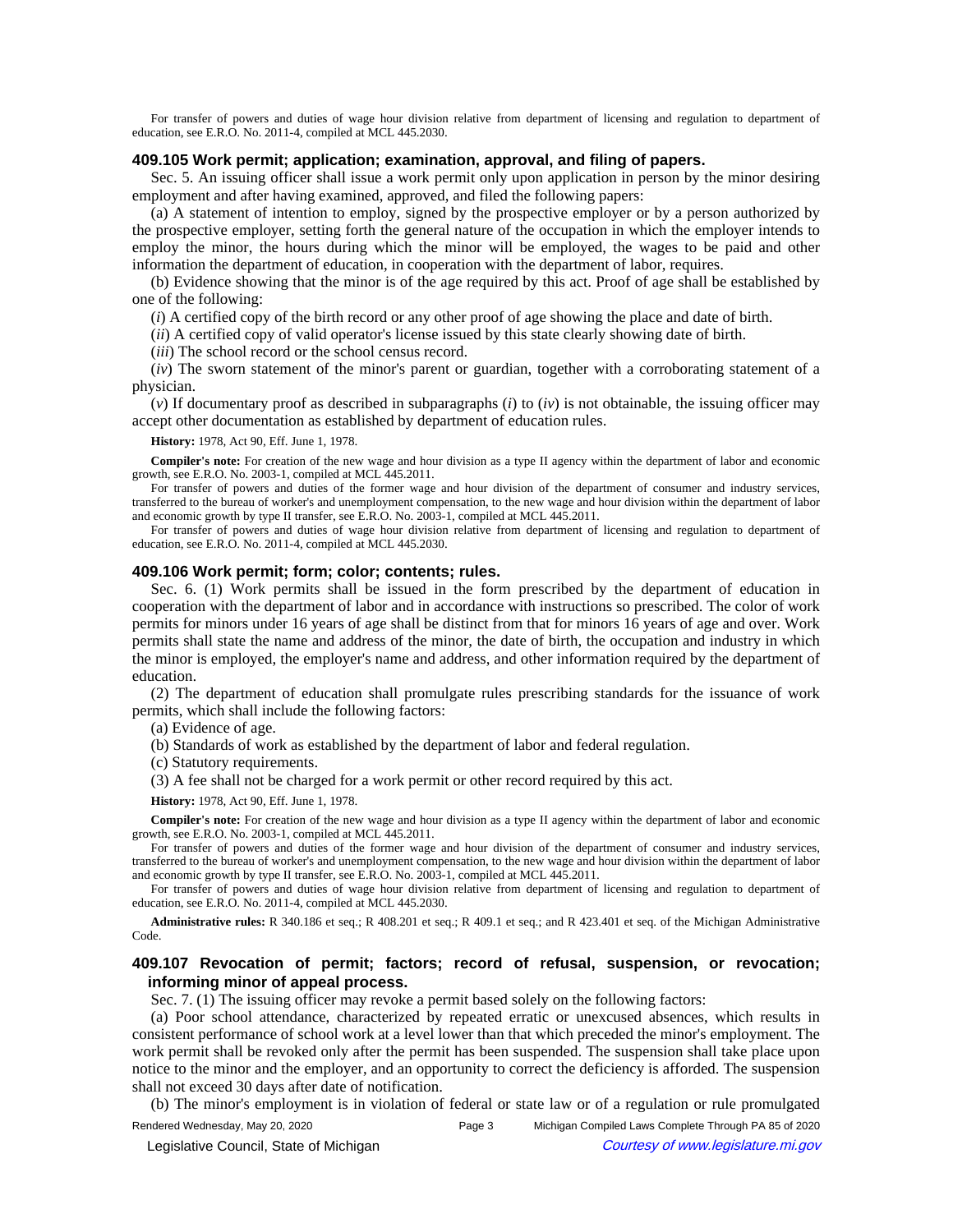For transfer of powers and duties of wage hour division relative from department of licensing and regulation to department of education, see E.R.O. No. 2011-4, compiled at MCL 445.2030.

### 409.105 Work permit; application; examination, approval, and filing of papers.

Sec. 5. An issuing officer shall issue a work permit only upon application in person by the minor desiring employment and after having examined, approved, and filed the following papers:

(a) A statement of intention to employ, signed by the prospective employer or by a person authorized by the prospective employer, setting forth the general nature of the occupation in which the employer intends to employ the minor, the hours during which the minor will be employed, the wages to be paid and other information the department of education, in cooperation with the department of labor, requires.

(b) Evidence showing that the minor is of the age required by this act. Proof of age shall be established by one of the following:

(*i*) A certified copy of the birth record or any other proof of age showing the place and date of birth.

(*ii*) A certified copy of valid operator's license issued by this state clearly showing date of birth.

(*iii*) The school record or the school census record.

(*iv*) The sworn statement of the minor's parent or guardian, together with a corroborating statement of a physician.

(*v*) If documentary proof as described in subparagraphs (*i*) to (*iv*) is not obtainable, the issuing officer may accept other documentation as established by department of education rules.

**History:** 1978, Act 90, Eff. June 1, 1978.

**Compiler's note:** For creation of the new wage and hour division as a type II agency within the department of labor and economic growth, see E.R.O. No. 2003-1, compiled at MCL 445.2011.

For transfer of powers and duties of the former wage and hour division of the department of consumer and industry services, transferred to the bureau of worker's and unemployment compensation, to the new wage and hour division within the department of labor and economic growth by type II transfer, see E.R.O. No. 2003-1, compiled at MCL 445.2011.

For transfer of powers and duties of wage hour division relative from department of licensing and regulation to department of education, see E.R.O. No. 2011-4, compiled at MCL 445.2030.

### 409.106 Work permit; form; color; contents; rules.

Sec. 6. (1) Work permits shall be issued in the form prescribed by the department of education in cooperation with the department of labor and in accordance with instructions so prescribed. The color of work permits for minors under 16 years of age shall be distinct from that for minors 16 years of age and over. Work permits shall state the name and address of the minor, the date of birth, the occupation and industry in which the minor is employed, the employer's name and address, and other information required by the department of education.

(2) The department of education shall promulgate rules prescribing standards for the issuance of work permits, which shall include the following factors:

(a) Evidence of age.

(b) Standards of work as established by the department of labor and federal regulation.

(c) Statutory requirements.

(3) A fee shall not be charged for a work permit or other record required by this act.

**History:** 1978, Act 90, Eff. June 1, 1978.

**Compiler's note:** For creation of the new wage and hour division as a type II agency within the department of labor and economic growth, see E.R.O. No. 2003-1, compiled at MCL 445.2011.

For transfer of powers and duties of the former wage and hour division of the department of consumer and industry services, transferred to the bureau of worker's and unemployment compensation, to the new wage and hour division within the department of labor and economic growth by type II transfer, see E.R.O. No. 2003-1, compiled at MCL 445.2011.

For transfer of powers and duties of wage hour division relative from department of licensing and regulation to department of education, see E.R.O. No. 2011-4, compiled at MCL 445.2030.

**Administrative rules:** R 340.186 et seq.; R 408.201 et seq.; R 409.1 et seq.; and R 423.401 et seq. of the Michigan Administrative Code.

### 409.107 Revocation of permit; factors; record of refusal, suspension, or revocation; informing minor of appeal process.

Sec. 7. (1) The issuing officer may revoke a permit based solely on the following factors:

(a) Poor school attendance, characterized by repeated erratic or unexcused absences, which results in consistent performance of school work at a level lower than that which preceded the minor's employment. The work permit shall be revoked only after the permit has been suspended. The suspension shall take place upon notice to the minor and the employer, and an opportunity to correct the deficiency is afforded. The suspension shall not exceed 30 days after date of notification.

(b) The minor's employment is in violation of federal or state law or of a regulation or rule promulgated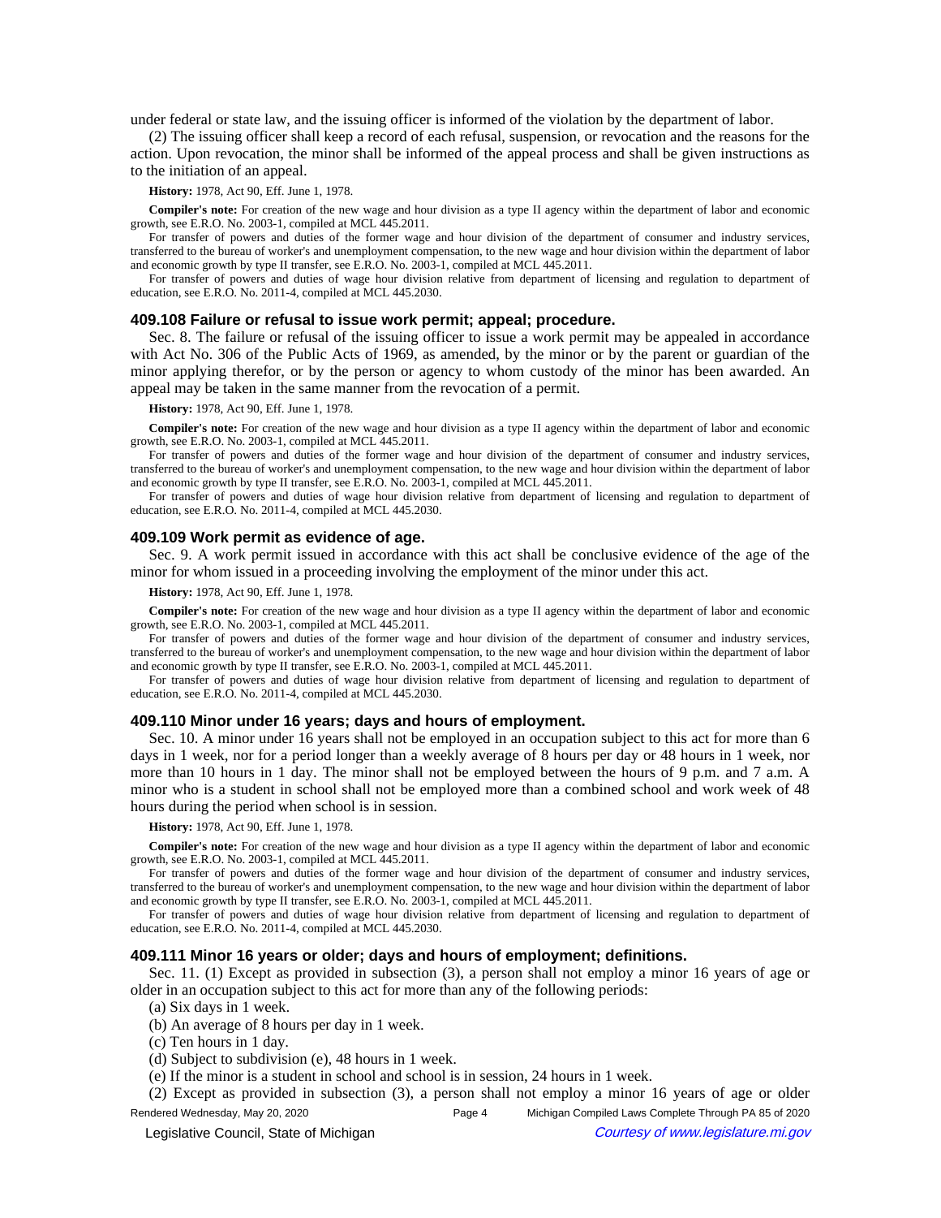under federal or state law, and the issuing officer is informed of the violation by the department of labor.

(2) The issuing officer shall keep a record of each refusal, suspension, or revocation and the reasons for the action. Upon revocation, the minor shall be informed of the appeal process and shall be given instructions as to the initiation of an appeal.

**History:** 1978, Act 90, Eff. June 1, 1978.

**Compiler's note:** For creation of the new wage and hour division as a type II agency within the department of labor and economic growth, see E.R.O. No. 2003-1, compiled at MCL 445.2011.

For transfer of powers and duties of the former wage and hour division of the department of consumer and industry services, transferred to the bureau of worker's and unemployment compensation, to the new wage and hour division within the department of labor and economic growth by type II transfer, see E.R.O. No. 2003-1, compiled at MCL 445.2011.

For transfer of powers and duties of wage hour division relative from department of licensing and regulation to department of education, see E.R.O. No. 2011-4, compiled at MCL 445.2030.

### 409.108 Failure or refusal to issue work permit; appeal; procedure.

Sec. 8. The failure or refusal of the issuing officer to issue a work permit may be appealed in accordance with Act No. 306 of the Public Acts of 1969, as amended, by the minor or by the parent or guardian of the minor applying therefor, or by the person or agency to whom custody of the minor has been awarded. An appeal may be taken in the same manner from the revocation of a permit.

**History:** 1978, Act 90, Eff. June 1, 1978.

**Compiler's note:** For creation of the new wage and hour division as a type II agency within the department of labor and economic growth, see E.R.O. No. 2003-1, compiled at MCL 445.2011.

For transfer of powers and duties of the former wage and hour division of the department of consumer and industry services, transferred to the bureau of worker's and unemployment compensation, to the new wage and hour division within the department of labor and economic growth by type II transfer, see E.R.O. No. 2003-1, compiled at MCL 445.2011.

For transfer of powers and duties of wage hour division relative from department of licensing and regulation to department of education, see E.R.O. No. 2011-4, compiled at MCL 445.2030.

### 409.109 Work permit as evidence of age.

Sec. 9. A work permit issued in accordance with this act shall be conclusive evidence of the age of the minor for whom issued in a proceeding involving the employment of the minor under this act.

**History:** 1978, Act 90, Eff. June 1, 1978.

**Compiler's note:** For creation of the new wage and hour division as a type II agency within the department of labor and economic growth, see E.R.O. No. 2003-1, compiled at MCL 445.2011.

For transfer of powers and duties of the former wage and hour division of the department of consumer and industry services, transferred to the bureau of worker's and unemployment compensation, to the new wage and hour division within the department of labor and economic growth by type II transfer, see E.R.O. No. 2003-1, compiled at MCL 445.2011.

For transfer of powers and duties of wage hour division relative from department of licensing and regulation to department of education, see E.R.O. No. 2011-4, compiled at MCL 445.2030.

### 409.110 Minor under 16 years; days and hours of employment.

Sec. 10. A minor under 16 years shall not be employed in an occupation subject to this act for more than 6 days in 1 week, nor for a period longer than a weekly average of 8 hours per day or 48 hours in 1 week, nor more than 10 hours in 1 day. The minor shall not be employed between the hours of 9 p.m. and 7 a.m. A minor who is a student in school shall not be employed more than a combined school and work week of 48 hours during the period when school is in session.

**History:** 1978, Act 90, Eff. June 1, 1978.

**Compiler's note:** For creation of the new wage and hour division as a type II agency within the department of labor and economic growth, see E.R.O. No. 2003-1, compiled at MCL 445.2011.

For transfer of powers and duties of the former wage and hour division of the department of consumer and industry services, transferred to the bureau of worker's and unemployment compensation, to the new wage and hour division within the department of labor and economic growth by type II transfer, see E.R.O. No. 2003-1, compiled at MCL 445.2011.

For transfer of powers and duties of wage hour division relative from department of licensing and regulation to department of education, see E.R.O. No. 2011-4, compiled at MCL 445.2030.

### 409.111 Minor 16 years or older; days and hours of employment; definitions.

Sec. 11. (1) Except as provided in subsection (3), a person shall not employ a minor 16 years of age or older in an occupation subject to this act for more than any of the following periods:

(a) Six days in 1 week.

(b) An average of 8 hours per day in 1 week.

(c) Ten hours in 1 day.

(d) Subject to subdivision (e), 48 hours in 1 week.

(e) If the minor is a student in school and school is in session, 24 hours in 1 week.

(2) Except as provided in subsection (3), a person shall not employ a minor 16 years of age or older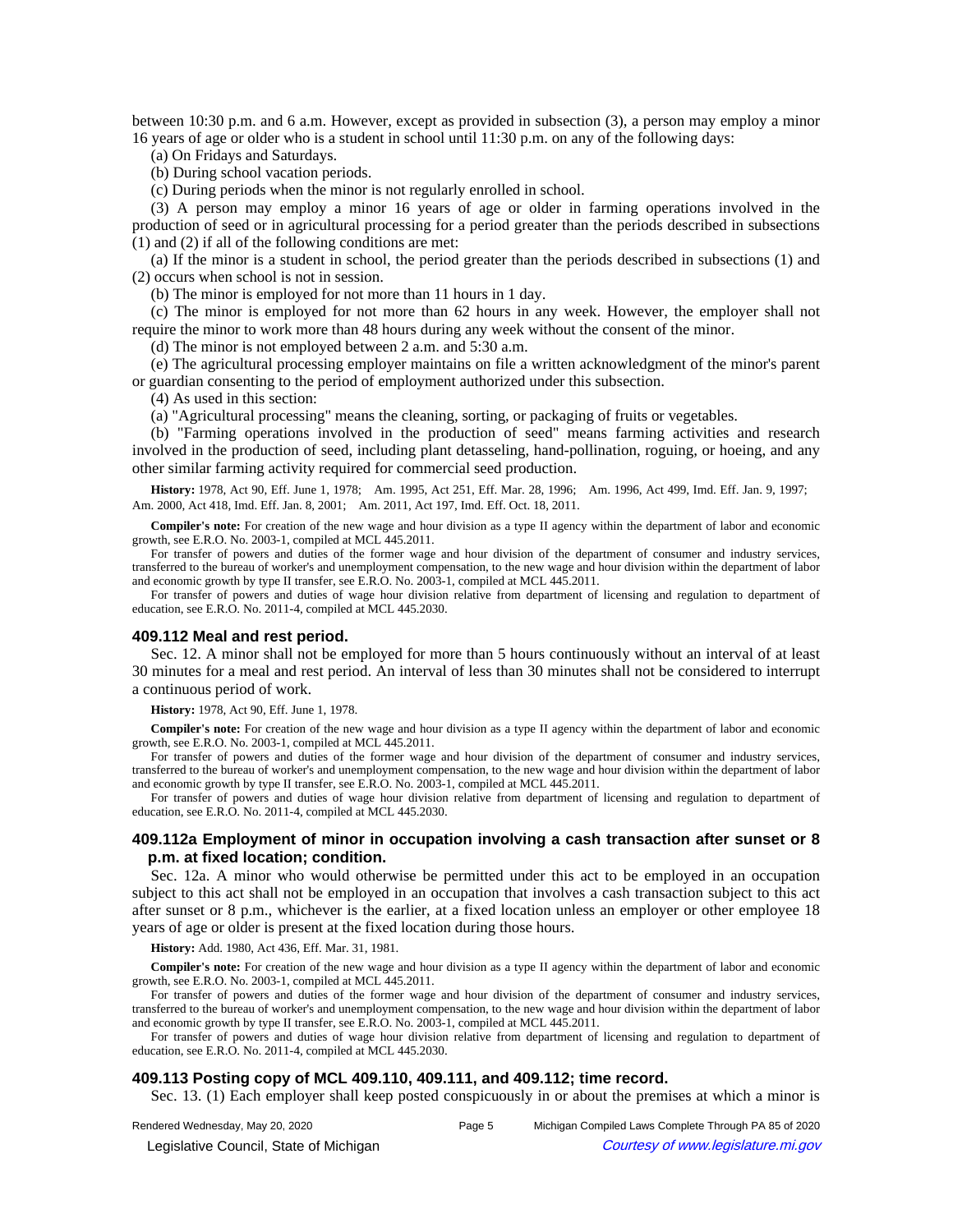between 10:30 p.m. and 6 a.m. However, except as provided in subsection (3), a person may employ a minor 16 years of age or older who is a student in school until 11:30 p.m. on any of the following days:

(a) On Fridays and Saturdays.

(b) During school vacation periods.

(c) During periods when the minor is not regularly enrolled in school.

(3) A person may employ a minor 16 years of age or older in farming operations involved in the production of seed or in agricultural processing for a period greater than the periods described in subsections (1) and (2) if all of the following conditions are met:

(a) If the minor is a student in school, the period greater than the periods described in subsections (1) and (2) occurs when school is not in session.

(b) The minor is employed for not more than 11 hours in 1 day.

(c) The minor is employed for not more than 62 hours in any week. However, the employer shall not require the minor to work more than 48 hours during any week without the consent of the minor.

(d) The minor is not employed between 2 a.m. and 5:30 a.m.

(e) The agricultural processing employer maintains on file a written acknowledgment of the minor's parent or guardian consenting to the period of employment authorized under this subsection.

(4) As used in this section:

(a) "Agricultural processing" means the cleaning, sorting, or packaging of fruits or vegetables.

(b) "Farming operations involved in the production of seed" means farming activities and research involved in the production of seed, including plant detasseling, hand-pollination, roguing, or hoeing, and any other similar farming activity required for commercial seed production.

**History:** 1978, Act 90, Eff. June 1, 1978; Am. 1995, Act 251, Eff. Mar. 28, 1996; Am. 1996, Act 499, Imd. Eff. Jan. 9, 1997; Am. 2000, Act 418, Imd. Eff. Jan. 8, 2001; Am. 2011, Act 197, Imd. Eff. Oct. 18, 2011.

**Compiler's note:** For creation of the new wage and hour division as a type II agency within the department of labor and economic growth, see E.R.O. No. 2003-1, compiled at MCL 445.2011.

For transfer of powers and duties of the former wage and hour division of the department of consumer and industry services, transferred to the bureau of worker's and unemployment compensation, to the new wage and hour division within the department of labor and economic growth by type II transfer, see E.R.O. No. 2003-1, compiled at MCL 445.2011.

For transfer of powers and duties of wage hour division relative from department of licensing and regulation to department of education, see E.R.O. No. 2011-4, compiled at MCL 445.2030.

### 409.112 Meal and rest period.

Sec. 12. A minor shall not be employed for more than 5 hours continuously without an interval of at least 30 minutes for a meal and rest period. An interval of less than 30 minutes shall not be considered to interrupt a continuous period of work.

**History:** 1978, Act 90, Eff. June 1, 1978.

**Compiler's note:** For creation of the new wage and hour division as a type II agency within the department of labor and economic growth, see E.R.O. No. 2003-1, compiled at MCL 445.2011.

For transfer of powers and duties of the former wage and hour division of the department of consumer and industry services, transferred to the bureau of worker's and unemployment compensation, to the new wage and hour division within the department of labor and economic growth by type II transfer, see E.R.O. No. 2003-1, compiled at MCL 445.2011.

For transfer of powers and duties of wage hour division relative from department of licensing and regulation to department of education, see E.R.O. No. 2011-4, compiled at MCL 445.2030.

### 409.112a Employment of minor in occupation involving a cash transaction after sunset or 8 p.m. at fixed location; condition.

Sec. 12a. A minor who would otherwise be permitted under this act to be employed in an occupation subject to this act shall not be employed in an occupation that involves a cash transaction subject to this act after sunset or 8 p.m., whichever is the earlier, at a fixed location unless an employer or other employee 18 years of age or older is present at the fixed location during those hours.

**History:** Add. 1980, Act 436, Eff. Mar. 31, 1981.

**Compiler's note:** For creation of the new wage and hour division as a type II agency within the department of labor and economic growth, see E.R.O. No. 2003-1, compiled at MCL 445.2011.

For transfer of powers and duties of the former wage and hour division of the department of consumer and industry services, transferred to the bureau of worker's and unemployment compensation, to the new wage and hour division within the department of labor and economic growth by type II transfer, see E.R.O. No. 2003-1, compiled at MCL 445.2011.

For transfer of powers and duties of wage hour division relative from department of licensing and regulation to department of education, see E.R.O. No. 2011-4, compiled at MCL 445.2030.

### 409.113 Posting copy of MCL 409.110, 409.111, and 409.112; time record.

Sec. 13. (1) Each employer shall keep posted conspicuously in or about the premises at which a minor is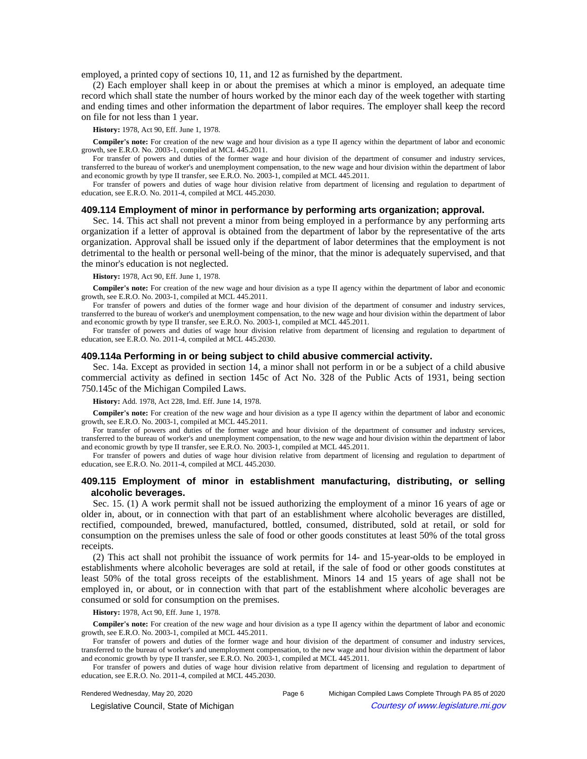employed, a printed copy of sections 10, 11, and 12 as furnished by the department.

(2) Each employer shall keep in or about the premises at which a minor is employed, an adequate time record which shall state the number of hours worked by the minor each day of the week together with starting and ending times and other information the department of labor requires. The employer shall keep the record on file for not less than 1 year.

**History:** 1978, Act 90, Eff. June 1, 1978.

**Compiler's note:** For creation of the new wage and hour division as a type II agency within the department of labor and economic growth, see E.R.O. No. 2003-1, compiled at MCL 445.2011.

For transfer of powers and duties of the former wage and hour division of the department of consumer and industry services, transferred to the bureau of worker's and unemployment compensation, to the new wage and hour division within the department of labor and economic growth by type II transfer, see E.R.O. No. 2003-1, compiled at MCL 445.2011.

For transfer of powers and duties of wage hour division relative from department of licensing and regulation to department of education, see E.R.O. No. 2011-4, compiled at MCL 445.2030.

### 409.114 Employment of minor in performance by performing arts organization; approval.

Sec. 14. This act shall not prevent a minor from being employed in a performance by any performing arts organization if a letter of approval is obtained from the department of labor by the representative of the arts organization. Approval shall be issued only if the department of labor determines that the employment is not detrimental to the health or personal well-being of the minor, that the minor is adequately supervised, and that the minor's education is not neglected.

**History:** 1978, Act 90, Eff. June 1, 1978.

**Compiler's note:** For creation of the new wage and hour division as a type II agency within the department of labor and economic growth, see E.R.O. No. 2003-1, compiled at MCL 445.2011.

For transfer of powers and duties of the former wage and hour division of the department of consumer and industry services, transferred to the bureau of worker's and unemployment compensation, to the new wage and hour division within the department of labor and economic growth by type II transfer, see E.R.O. No. 2003-1, compiled at MCL 445.2011.

For transfer of powers and duties of wage hour division relative from department of licensing and regulation to department of education, see E.R.O. No. 2011-4, compiled at MCL 445.2030.

### 409.114a Performing in or being subject to child abusive commercial activity.

Sec. 14a. Except as provided in section 14, a minor shall not perform in or be a subject of a child abusive commercial activity as defined in section 145c of Act No. 328 of the Public Acts of 1931, being section 750.145c of the Michigan Compiled Laws.

**History:** Add. 1978, Act 228, Imd. Eff. June 14, 1978.

**Compiler's note:** For creation of the new wage and hour division as a type II agency within the department of labor and economic growth, see E.R.O. No. 2003-1, compiled at MCL 445.2011.

For transfer of powers and duties of the former wage and hour division of the department of consumer and industry services, transferred to the bureau of worker's and unemployment compensation, to the new wage and hour division within the department of labor and economic growth by type II transfer, see E.R.O. No. 2003-1, compiled at MCL 445.2011.

For transfer of powers and duties of wage hour division relative from department of licensing and regulation to department of education, see E.R.O. No. 2011-4, compiled at MCL 445.2030.

### 409.115 Employment of minor in establishment manufacturing, distributing, or selling alcoholic beverages.

Sec. 15. (1) A work permit shall not be issued authorizing the employment of a minor 16 years of age or older in, about, or in connection with that part of an establishment where alcoholic beverages are distilled, rectified, compounded, brewed, manufactured, bottled, consumed, distributed, sold at retail, or sold for consumption on the premises unless the sale of food or other goods constitutes at least 50% of the total gross receipts.

(2) This act shall not prohibit the issuance of work permits for 14- and 15-year-olds to be employed in establishments where alcoholic beverages are sold at retail, if the sale of food or other goods constitutes at least 50% of the total gross receipts of the establishment. Minors 14 and 15 years of age shall not be employed in, or about, or in connection with that part of the establishment where alcoholic beverages are consumed or sold for consumption on the premises.

**History:** 1978, Act 90, Eff. June 1, 1978.

**Compiler's note:** For creation of the new wage and hour division as a type II agency within the department of labor and economic growth, see E.R.O. No. 2003-1, compiled at MCL 445.2011.

For transfer of powers and duties of the former wage and hour division of the department of consumer and industry services, transferred to the bureau of worker's and unemployment compensation, to the new wage and hour division within the department of labor and economic growth by type II transfer, see E.R.O. No. 2003-1, compiled at MCL 445.2011.

For transfer of powers and duties of wage hour division relative from department of licensing and regulation to department of education, see E.R.O. No. 2011-4, compiled at MCL 445.2030.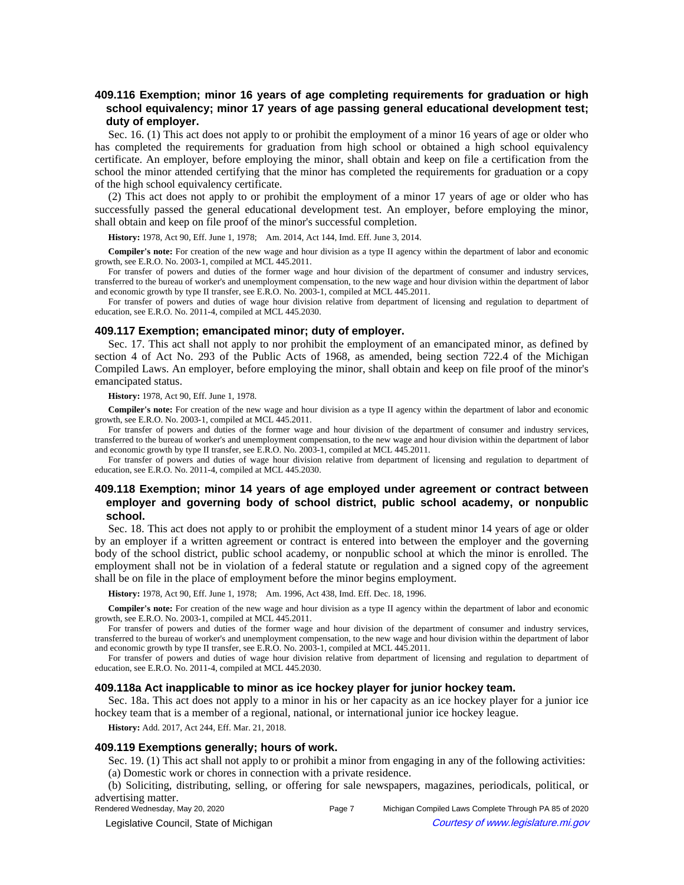### 409.116 Exemption; minor 16 years of age completing requirements for graduation or high school equivalency; minor 17 years of age passing general educational development test; duty of employer.

Sec. 16. (1) This act does not apply to or prohibit the employment of a minor 16 years of age or older who has completed the requirements for graduation from high school or obtained a high school equivalency certificate. An employer, before employing the minor, shall obtain and keep on file a certification from the school the minor attended certifying that the minor has completed the requirements for graduation or a copy of the high school equivalency certificate.

(2) This act does not apply to or prohibit the employment of a minor 17 years of age or older who has successfully passed the general educational development test. An employer, before employing the minor, shall obtain and keep on file proof of the minor's successful completion.

**History:** 1978, Act 90, Eff. June 1, 1978;  Am. 2014, Act 144, Imd. Eff. June 3, 2014.

**Compiler's note:** For creation of the new wage and hour division as a type II agency within the department of labor and economic growth, see E.R.O. No. 2003-1, compiled at MCL 445.2011.

For transfer of powers and duties of the former wage and hour division of the department of consumer and industry services, transferred to the bureau of worker's and unemployment compensation, to the new wage and hour division within the department of labor and economic growth by type II transfer, see E.R.O. No. 2003-1, compiled at MCL 445.2011.

For transfer of powers and duties of wage hour division relative from department of licensing and regulation to department of education, see E.R.O. No. 2011-4, compiled at MCL 445.2030.

### 409.117 Exemption; emancipated minor; duty of employer.

Sec. 17. This act shall not apply to nor prohibit the employment of an emancipated minor, as defined by section 4 of Act No. 293 of the Public Acts of 1968, as amended, being section 722.4 of the Michigan Compiled Laws. An employer, before employing the minor, shall obtain and keep on file proof of the minor's emancipated status.

**History:** 1978, Act 90, Eff. June 1, 1978.

**Compiler's note:** For creation of the new wage and hour division as a type II agency within the department of labor and economic growth, see E.R.O. No. 2003-1, compiled at MCL 445.2011.

For transfer of powers and duties of the former wage and hour division of the department of consumer and industry services, transferred to the bureau of worker's and unemployment compensation, to the new wage and hour division within the department of labor and economic growth by type II transfer, see E.R.O. No. 2003-1, compiled at MCL 445.2011.

For transfer of powers and duties of wage hour division relative from department of licensing and regulation to department of education, see E.R.O. No. 2011-4, compiled at MCL 445.2030.

### 409.118 Exemption; minor 14 years of age employed under agreement or contract between employer and governing body of school district, public school academy, or nonpublic school.

Sec. 18. This act does not apply to or prohibit the employment of a student minor 14 years of age or older by an employer if a written agreement or contract is entered into between the employer and the governing body of the school district, public school academy, or nonpublic school at which the minor is enrolled. The employment shall not be in violation of a federal statute or regulation and a signed copy of the agreement shall be on file in the place of employment before the minor begins employment.

**History:** 1978, Act 90, Eff. June 1, 1978;  Am. 1996, Act 438, Imd. Eff. Dec. 18, 1996.

**Compiler's note:** For creation of the new wage and hour division as a type II agency within the department of labor and economic growth, see E.R.O. No. 2003-1, compiled at MCL 445.2011.

For transfer of powers and duties of the former wage and hour division of the department of consumer and industry services, transferred to the bureau of worker's and unemployment compensation, to the new wage and hour division within the department of labor and economic growth by type II transfer, see E.R.O. No. 2003-1, compiled at MCL 445.2011.

For transfer of powers and duties of wage hour division relative from department of licensing and regulation to department of education, see E.R.O. No. 2011-4, compiled at MCL 445.2030.

### 409.118a Act inapplicable to minor as ice hockey player for junior hockey team.

Sec. 18a. This act does not apply to a minor in his or her capacity as an ice hockey player for a junior ice hockey team that is a member of a regional, national, or international junior ice hockey league.

**History:** Add. 2017, Act 244, Eff. Mar. 21, 2018.

### 409.119 Exemptions generally; hours of work.

Sec. 19. (1) This act shall not apply to or prohibit a minor from engaging in any of the following activities:

(a) Domestic work or chores in connection with a private residence.

(b) Soliciting, distributing, selling, or offering for sale newspapers, magazines, periodicals, political, or advertising matter.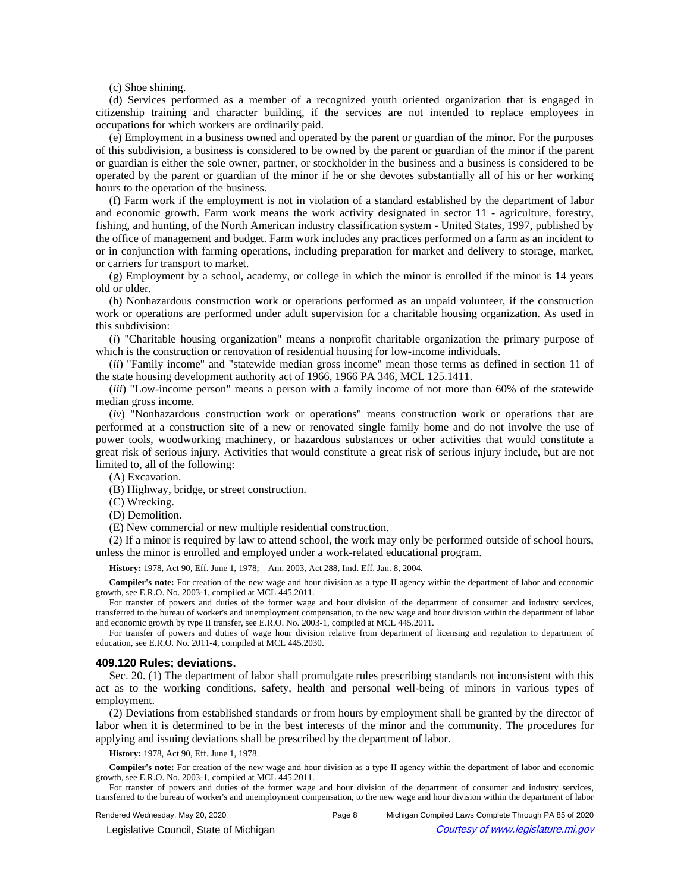(c) Shoe shining.

(d) Services performed as a member of a recognized youth oriented organization that is engaged in citizenship training and character building, if the services are not intended to replace employees in occupations for which workers are ordinarily paid.

(e) Employment in a business owned and operated by the parent or guardian of the minor. For the purposes of this subdivision, a business is considered to be owned by the parent or guardian of the minor if the parent or guardian is either the sole owner, partner, or stockholder in the business and a business is considered to be operated by the parent or guardian of the minor if he or she devotes substantially all of his or her working hours to the operation of the business.

(f) Farm work if the employment is not in violation of a standard established by the department of labor and economic growth. Farm work means the work activity designated in sector 11 - agriculture, forestry, fishing, and hunting, of the North American industry classification system - United States, 1997, published by the office of management and budget. Farm work includes any practices performed on a farm as an incident to or in conjunction with farming operations, including preparation for market and delivery to storage, market, or carriers for transport to market.

(g) Employment by a school, academy, or college in which the minor is enrolled if the minor is 14 years old or older.

(h) Nonhazardous construction work or operations performed as an unpaid volunteer, if the construction work or operations are performed under adult supervision for a charitable housing organization. As used in this subdivision:

(*i*) "Charitable housing organization" means a nonprofit charitable organization the primary purpose of which is the construction or renovation of residential housing for low-income individuals.

(*ii*) "Family income" and "statewide median gross income" mean those terms as defined in section 11 of the state housing development authority act of 1966, 1966 PA 346, MCL 125.1411.

(*iii*) "Low-income person" means a person with a family income of not more than 60% of the statewide median gross income.

(*iv*) "Nonhazardous construction work or operations" means construction work or operations that are performed at a construction site of a new or renovated single family home and do not involve the use of power tools, woodworking machinery, or hazardous substances or other activities that would constitute a great risk of serious injury. Activities that would constitute a great risk of serious injury include, but are not limited to, all of the following:

(A) Excavation.

(B) Highway, bridge, or street construction.

(C) Wrecking.

(D) Demolition.

(E) New commercial or new multiple residential construction.

(2) If a minor is required by law to attend school, the work may only be performed outside of school hours, unless the minor is enrolled and employed under a work-related educational program.

**History:** 1978, Act 90, Eff. June 1, 1978; Am. 2003, Act 288, Imd. Eff. Jan. 8, 2004.

**Compiler's note:** For creation of the new wage and hour division as a type II agency within the department of labor and economic growth, see E.R.O. No. 2003-1, compiled at MCL 445.2011.

For transfer of powers and duties of the former wage and hour division of the department of consumer and industry services, transferred to the bureau of worker's and unemployment compensation, to the new wage and hour division within the department of labor and economic growth by type II transfer, see E.R.O. No. 2003-1, compiled at MCL 445.2011.

For transfer of powers and duties of wage hour division relative from department of licensing and regulation to department of education, see E.R.O. No. 2011-4, compiled at MCL 445.2030.

### 409.120 Rules; deviations.

Sec. 20. (1) The department of labor shall promulgate rules prescribing standards not inconsistent with this act as to the working conditions, safety, health and personal well-being of minors in various types of employment.

(2) Deviations from established standards or from hours by employment shall be granted by the director of labor when it is determined to be in the best interests of the minor and the community. The procedures for applying and issuing deviations shall be prescribed by the department of labor.

**History:** 1978, Act 90, Eff. June 1, 1978.

**Compiler's note:** For creation of the new wage and hour division as a type II agency within the department of labor and economic growth, see E.R.O. No. 2003-1, compiled at MCL 445.2011.

For transfer of powers and duties of the former wage and hour division of the department of consumer and industry services, transferred to the bureau of worker's and unemployment compensation, to the new wage and hour division within the department of labor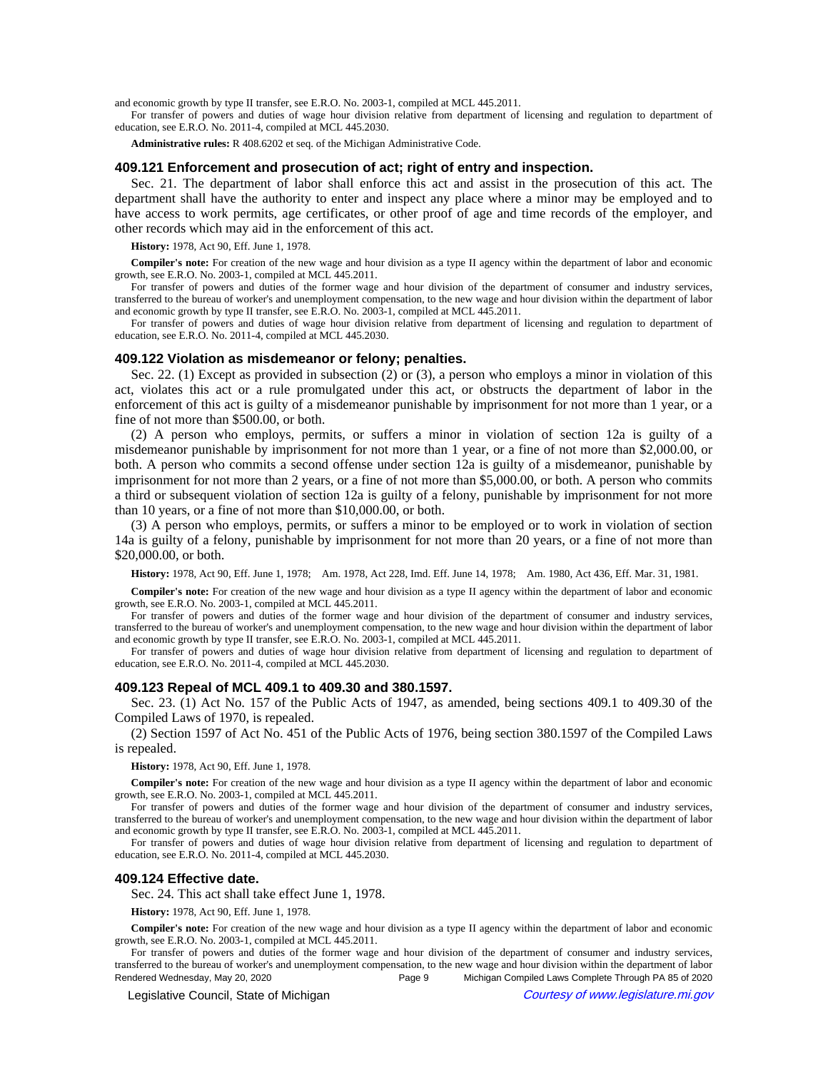and economic growth by type II transfer, see E.R.O. No. 2003-1, compiled at MCL 445.2011.

For transfer of powers and duties of wage hour division relative from department of licensing and regulation to department of education, see E.R.O. No. 2011-4, compiled at MCL 445.2030.

**Administrative rules:** R 408.6202 et seq. of the Michigan Administrative Code.

### 409.121 Enforcement and prosecution of act; right of entry and inspection.

Sec. 21. The department of labor shall enforce this act and assist in the prosecution of this act. The department shall have the authority to enter and inspect any place where a minor may be employed and to have access to work permits, age certificates, or other proof of age and time records of the employer, and other records which may aid in the enforcement of this act.

**History:** 1978, Act 90, Eff. June 1, 1978.

**Compiler's note:** For creation of the new wage and hour division as a type II agency within the department of labor and economic growth, see E.R.O. No. 2003-1, compiled at MCL 445.2011.

For transfer of powers and duties of the former wage and hour division of the department of consumer and industry services, transferred to the bureau of worker's and unemployment compensation, to the new wage and hour division within the department of labor and economic growth by type II transfer, see E.R.O. No. 2003-1, compiled at MCL 445.2011.

For transfer of powers and duties of wage hour division relative from department of licensing and regulation to department of education, see E.R.O. No. 2011-4, compiled at MCL 445.2030.

### 409.122 Violation as misdemeanor or felony; penalties.

Sec. 22. (1) Except as provided in subsection (2) or (3), a person who employs a minor in violation of this act, violates this act or a rule promulgated under this act, or obstructs the department of labor in the enforcement of this act is guilty of a misdemeanor punishable by imprisonment for not more than 1 year, or a fine of not more than $500.00, or both.

(2) A person who employs, permits, or suffers a minor in violation of section 12a is guilty of a misdemeanor punishable by imprisonment for not more than 1 year, or a fine of not more than $2,000.00, or both. A person who commits a second offense under section 12a is guilty of a misdemeanor, punishable by imprisonment for not more than 2 years, or a fine of not more than $5,000.00, or both. A person who commits a third or subsequent violation of section 12a is guilty of a felony, punishable by imprisonment for not more than 10 years, or a fine of not more than $10,000.00, or both.

(3) A person who employs, permits, or suffers a minor to be employed or to work in violation of section 14a is guilty of a felony, punishable by imprisonment for not more than 20 years, or a fine of not more than $20,000.00, or both.

**History:** 1978, Act 90, Eff. June 1, 1978; Am. 1978, Act 228, Imd. Eff. June 14, 1978; Am. 1980, Act 436, Eff. Mar. 31, 1981.

**Compiler's note:** For creation of the new wage and hour division as a type II agency within the department of labor and economic growth, see E.R.O. No. 2003-1, compiled at MCL 445.2011.

For transfer of powers and duties of the former wage and hour division of the department of consumer and industry services, transferred to the bureau of worker's and unemployment compensation, to the new wage and hour division within the department of labor and economic growth by type II transfer, see E.R.O. No. 2003-1, compiled at MCL 445.2011.

For transfer of powers and duties of wage hour division relative from department of licensing and regulation to department of education, see E.R.O. No. 2011-4, compiled at MCL 445.2030.

### 409.123 Repeal of MCL 409.1 to 409.30 and 380.1597.

Sec. 23. (1) Act No. 157 of the Public Acts of 1947, as amended, being sections 409.1 to 409.30 of the Compiled Laws of 1970, is repealed.

(2) Section 1597 of Act No. 451 of the Public Acts of 1976, being section 380.1597 of the Compiled Laws is repealed.

**History:** 1978, Act 90, Eff. June 1, 1978.

**Compiler's note:** For creation of the new wage and hour division as a type II agency within the department of labor and economic growth, see E.R.O. No. 2003-1, compiled at MCL 445.2011.

For transfer of powers and duties of the former wage and hour division of the department of consumer and industry services, transferred to the bureau of worker's and unemployment compensation, to the new wage and hour division within the department of labor and economic growth by type II transfer, see E.R.O. No. 2003-1, compiled at MCL 445.2011.

For transfer of powers and duties of wage hour division relative from department of licensing and regulation to department of education, see E.R.O. No. 2011-4, compiled at MCL 445.2030.

### 409.124 Effective date.

Sec. 24. This act shall take effect June 1, 1978.

**History:** 1978, Act 90, Eff. June 1, 1978.

**Compiler's note:** For creation of the new wage and hour division as a type II agency within the department of labor and economic growth, see E.R.O. No. 2003-1, compiled at MCL 445.2011.

For transfer of powers and duties of the former wage and hour division of the department of consumer and industry services, transferred to the bureau of worker's and unemployment compensation, to the new wage and hour division within the department of labor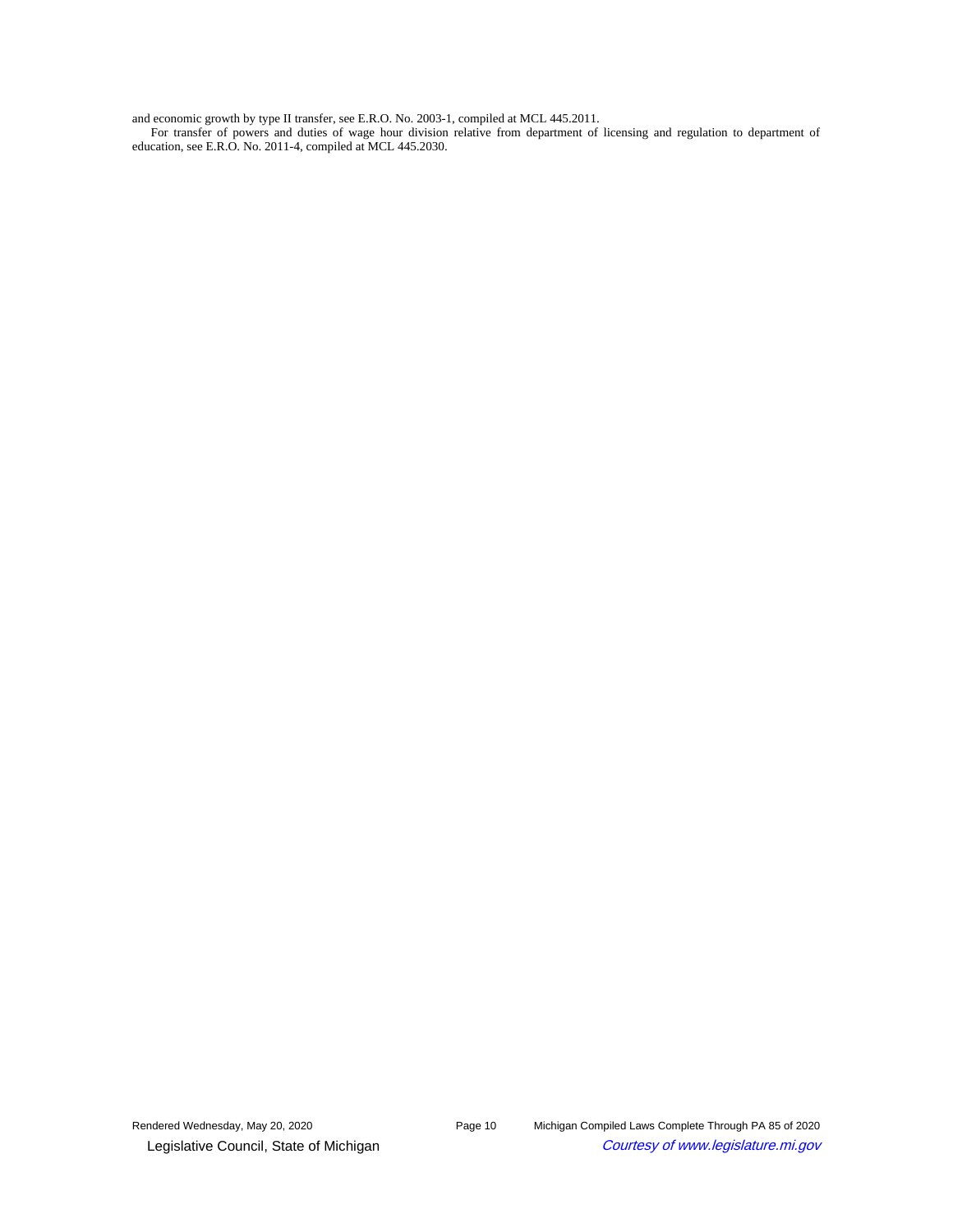and economic growth by type II transfer, see E.R.O. No. 2003-1, compiled at MCL 445.2011.

For transfer of powers and duties of wage hour division relative from department of licensing and regulation to department of education, see E.R.O. No. 2011-4, compiled at MCL 445.2030.